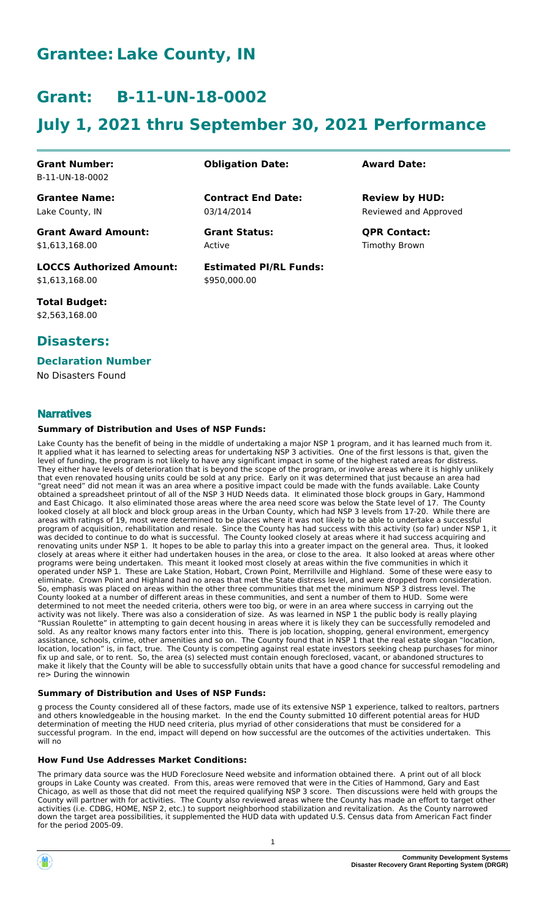# Grantee: Lake County, IN

# Grant: B-11-UN-18-0002

# July 1, 2021 thru September 30, 2021 Performance

| **Grant Number:** | **Obligation Date:** | **Award Date:** |
|---|---|---|
| B-11-UN-18-0002 | | |
| **Grantee Name:** | **Contract End Date:** | **Review by HUD:** |
| Lake County, IN | 03/14/2014 | Reviewed and Approved |
| **Grant Award Amount:** | **Grant Status:** | **QPR Contact:** |
| $1,613,168.00 | Active | Timothy Brown |
| **LOCCS Authorized Amount:** | **Estimated PI/RL Funds:** | |
| $1,613,168.00 | $950,000.00 | |

**Total Budget:**
$2,563,168.00

## Disasters:

### Declaration Number

No Disasters Found

## Narratives

#### Summary of Distribution and Uses of NSP Funds:

Lake County has the benefit of being in the middle of undertaking a major NSP 1 program, and it has learned much from it. It applied what it has learned to selecting areas for undertaking NSP 3 activities. One of the first lessons is that, given the level of funding, the program is not likely to have any significant impact in some of the highest rated areas for distress. They either have levels of deterioration that is beyond the scope of the program, or involve areas where it is highly unlikely that even renovated housing units could be sold at any price. Early on it was determined that just because an area had "great need" did not mean it was an area where a positive impact could be made with the funds available. Lake County obtained a spreadsheet printout of all of the NSP 3 HUD Needs data. It eliminated those block groups in Gary, Hammond and East Chicago. It also eliminated those areas where the area need score was below the State level of 17. The County looked closely at all block and block group areas in the Urban County, which had NSP 3 levels from 17-20. While there are areas with ratings of 19, most were determined to be places where it was not likely to be able to undertake a successful program of acquisition, rehabilitation and resale. Since the County has had success with this activity (so far) under NSP 1, it was decided to continue to do what is successful. The County looked closely at areas where it had success acquiring and renovating units under NSP 1. It hopes to be able to parlay this into a greater impact on the general area. Thus, it looked closely at areas where it either had undertaken houses in the area, or close to the area. It also looked at areas where other programs were being undertaken. This meant it looked most closely at areas within the five communities in which it operated under NSP 1. These are Lake Station, Hobart, Crown Point, Merrillville and Highland. Some of these were easy to eliminate. Crown Point and Highland had no areas that met the State distress level, and were dropped from consideration. So, emphasis was placed on areas within the other three communities that met the minimum NSP 3 distress level. The County looked at a number of different areas in these communities, and sent a number of them to HUD. Some were determined to not meet the needed criteria, others were too big, or were in an area where success in carrying out the activity was not likely. There was also a consideration of size. As was learned in NSP 1 the public body is really playing "Russian Roulette" in attempting to gain decent housing in areas where it is likely they can be successfully remodeled and sold. As any realtor knows many factors enter into this. There is job location, shopping, general environment, emergency assistance, schools, crime, other amenities and so on. The County found that in NSP 1 that the real estate slogan "location, location, location" is, in fact, true. The County is competing against real estate investors seeking cheap purchases for minor fix up and sale, or to rent. So, the area (s) selected must contain enough foreclosed, vacant, or abandoned structures to make it likely that the County will be able to successfully obtain units that have a good chance for successful remodeling and re> During the winnowin

#### Summary of Distribution and Uses of NSP Funds:

g process the County considered all of these factors, made use of its extensive NSP 1 experience, talked to realtors, partners and others knowledgeable in the housing market. In the end the County submitted 10 different potential areas for HUD determination of meeting the HUD need criteria, plus myriad of other considerations that must be considered for a successful program. In the end, impact will depend on how successful are the outcomes of the activities undertaken. This will no

#### How Fund Use Addresses Market Conditions:

The primary data source was the HUD Foreclosure Need website and information obtained there. A print out of all block groups in Lake County was created. From this, areas were removed that were in the Cities of Hammond, Gary and East Chicago, as well as those that did not meet the required qualifying NSP 3 score. Then discussions were held with groups the County will partner with for activities. The County also reviewed areas where the County has made an effort to target other activities (i.e. CDBG, HOME, NSP 2, etc.) to support neighborhood stabilization and revitalization. As the County narrowed down the target area possibilities, it supplemented the HUD data with updated U.S. Census data from American Fact finder for the period 2005-09.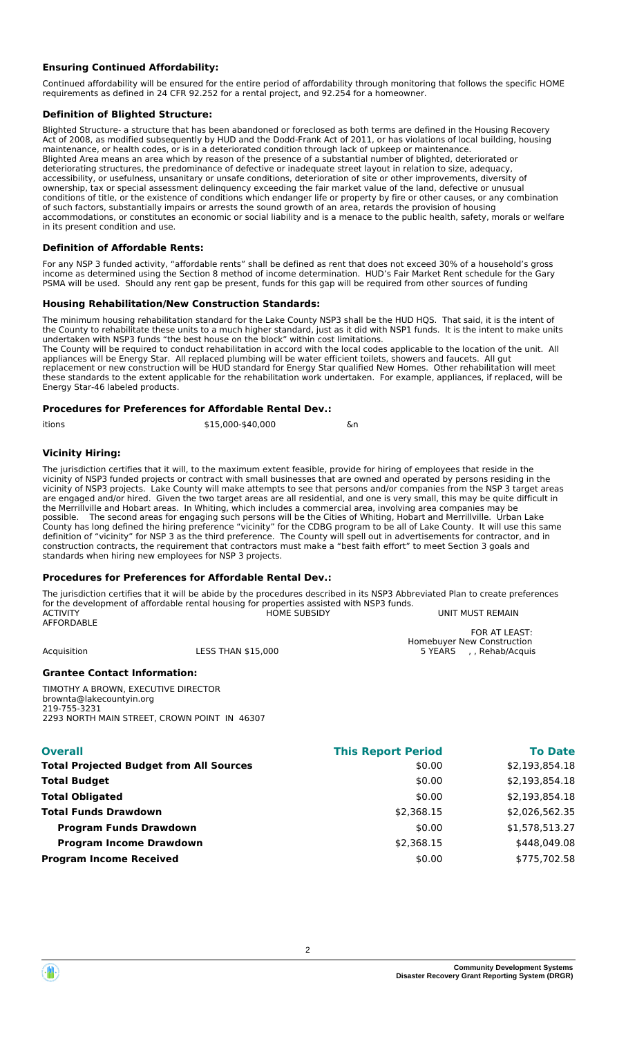### Ensuring Continued Affordability:

Continued affordability will be ensured for the entire period of affordability through monitoring that follows the specific HOME requirements as defined in 24 CFR 92.252 for a rental project, and 92.254 for a homeowner.

### Definition of Blighted Structure:

Blighted Structure- a structure that has been abandoned or foreclosed as both terms are defined in the Housing Recovery Act of 2008, as modified subsequently by HUD and the Dodd-Frank Act of 2011, or has violations of local building, housing maintenance, or health codes, or is in a deteriorated condition through lack of upkeep or maintenance.
Blighted Area means an area which by reason of the presence of a substantial number of blighted, deteriorated or deteriorating structures, the predominance of defective or inadequate street layout in relation to size, adequacy, accessibility, or usefulness, unsanitary or unsafe conditions, deterioration of site or other improvements, diversity of ownership, tax or special assessment delinquency exceeding the fair market value of the land, defective or unusual conditions of title, or the existence of conditions which endanger life or property by fire or other causes, or any combination of such factors, substantially impairs or arrests the sound growth of an area, retards the provision of housing accommodations, or constitutes an economic or social liability and is a menace to the public health, safety, morals or welfare in its present condition and use.

### Definition of Affordable Rents:

For any NSP 3 funded activity, "affordable rents" shall be defined as rent that does not exceed 30% of a household's gross income as determined using the Section 8 method of income determination. HUD's Fair Market Rent schedule for the Gary PSMA will be used. Should any rent gap be present, funds for this gap will be required from other sources of funding

### Housing Rehabilitation/New Construction Standards:

The minimum housing rehabilitation standard for the Lake County NSP3 shall be the HUD HQS. That said, it is the intent of the County to rehabilitate these units to a much higher standard, just as it did with NSP1 funds. It is the intent to make units undertaken with NSP3 funds "the best house on the block" within cost limitations.
The County will be required to conduct rehabilitation in accord with the local codes applicable to the location of the unit. All appliances will be Energy Star. All replaced plumbing will be water efficient toilets, showers and faucets. All gut replacement or new construction will be HUD standard for Energy Star qualified New Homes. Other rehabilitation will meet these standards to the extent applicable for the rehabilitation work undertaken. For example, appliances, if replaced, will be Energy Star-46 labeled products.

### Procedures for Preferences for Affordable Rental Dev.:

itions $15,000-$40,000 &n

### Vicinity Hiring:

The jurisdiction certifies that it will, to the maximum extent feasible, provide for hiring of employees that reside in the vicinity of NSP3 funded projects or contract with small businesses that are owned and operated by persons residing in the vicinity of NSP3 projects. Lake County will make attempts to see that persons and/or companies from the NSP 3 target areas are engaged and/or hired. Given the two target areas are all residential, and one is very small, this may be quite difficult in the Merrillville and Hobart areas. In Whiting, which includes a commercial area, involving area companies may be possible. The second areas for engaging such persons will be the Cities of Whiting, Hobart and Merrillville. Urban Lake County has long defined the hiring preference "vicinity" for the CDBG program to be all of Lake County. It will use this same definition of "vicinity" for NSP 3 as the third preference. The County will spell out in advertisements for contractor, and in construction contracts, the requirement that contractors must make a "best faith effort" to meet Section 3 goals and standards when hiring new employees for NSP 3 projects.

### Procedures for Preferences for Affordable Rental Dev.:

The jurisdiction certifies that it will be abide by the procedures described in its NSP3 Abbreviated Plan to create preferences for the development of affordable rental housing for properties assisted with NSP3 funds.

ACTIVITY HOME SUBSIDY UNIT MUST REMAIN AFFORDABLE FOR AT LEAST:
Homebuyer New Construction
Acquisition LESS THAN $15,000 5 YEARS , , Rehab/Acquis

### Grantee Contact Information:

TIMOTHY A BROWN, EXECUTIVE DIRECTOR
brownta@lakecountyin.org
219-755-3231
2293 NORTH MAIN STREET, CROWN POINT IN 46307

| Overall | This Report Period | To Date |
|---|---|---|
| **Total Projected Budget from All Sources** | $0.00 | $2,193,854.18 |
| **Total Budget** | $0.00 | $2,193,854.18 |
| **Total Obligated** | $0.00 | $2,193,854.18 |
| **Total Funds Drawdown** | $2,368.15 | $2,026,562.35 |
| **Program Funds Drawdown** | $0.00 | $1,578,513.27 |
| **Program Income Drawdown** | $2,368.15 | $448,049.08 |
| **Program Income Received** | $0.00 | $775,702.58 |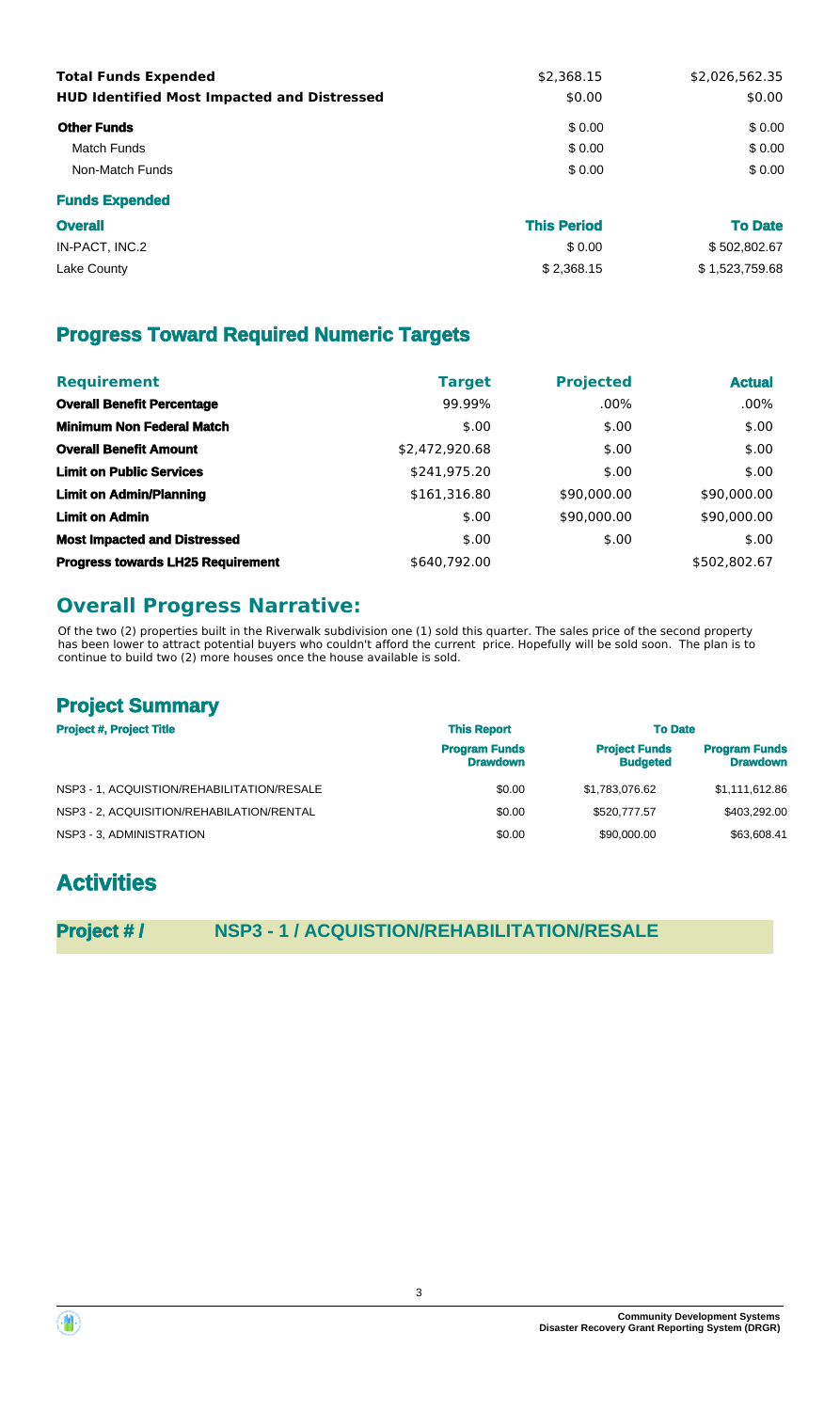| | | |
|---|---|---|
| **Total Funds Expended** | $2,368.15 | $2,026,562.35 |
| **HUD Identified Most Impacted and Distressed** | $0.00 | $0.00 |
| **Other Funds** | $ 0.00 | $ 0.00 |
| Match Funds | $ 0.00 | $ 0.00 |
| Non-Match Funds | $ 0.00 | $ 0.00 |

**Funds Expended**

| **Overall** | **This Period** | **To Date** |
|---|---|---|
| IN-PACT, INC.2 | $ 0.00 | $ 502,802.67 |
| Lake County | $ 2,368.15 | $ 1,523,759.68 |

## Progress Toward Required Numeric Targets

| **Requirement** | **Target** | **Projected** | **Actual** |
|---|---|---|---|
| **Overall Benefit Percentage** | 99.99% | .00% | .00% |
| **Minimum Non Federal Match** | $.00 | $.00 | $.00 |
| **Overall Benefit Amount** | $2,472,920.68 | $.00 | $.00 |
| **Limit on Public Services** | $241,975.20 | $.00 | $.00 |
| **Limit on Admin/Planning** | $161,316.80 | $90,000.00 | $90,000.00 |
| **Limit on Admin** | $.00 | $90,000.00 | $90,000.00 |
| **Most Impacted and Distressed** | $.00 | $.00 | $.00 |
| **Progress towards LH25 Requirement** | $640,792.00 | | $502,802.67 |

## Overall Progress Narrative:

Of the two (2) properties built in the Riverwalk subdivision one (1) sold this quarter. The sales price of the second property has been lower to attract potential buyers who couldn't afford the current price. Hopefully will be sold soon. The plan is to continue to build two (2) more houses once the house available is sold.

## Project Summary

| **Project #, Project Title** | **This Report** | **To Date** | |
|---|---|---|---|
| | **Program Funds Drawdown** | **Project Funds Budgeted** | **Program Funds Drawdown** |
| NSP3 - 1, ACQUISITION/REHABILITATION/RESALE | $0.00 | $1,783,076.62 | $1,111,612.86 |
| NSP3 - 2, ACQUISITION/REHABILITATION/RENTAL | $0.00 | $520,777.57 | $403,292.00 |
| NSP3 - 3, ADMINISTRATION | $0.00 | $90,000.00 | $63,608.41 |

# Activities

## Project # / NSP3 - 1 / ACQUISTION/REHABILITATION/RESALE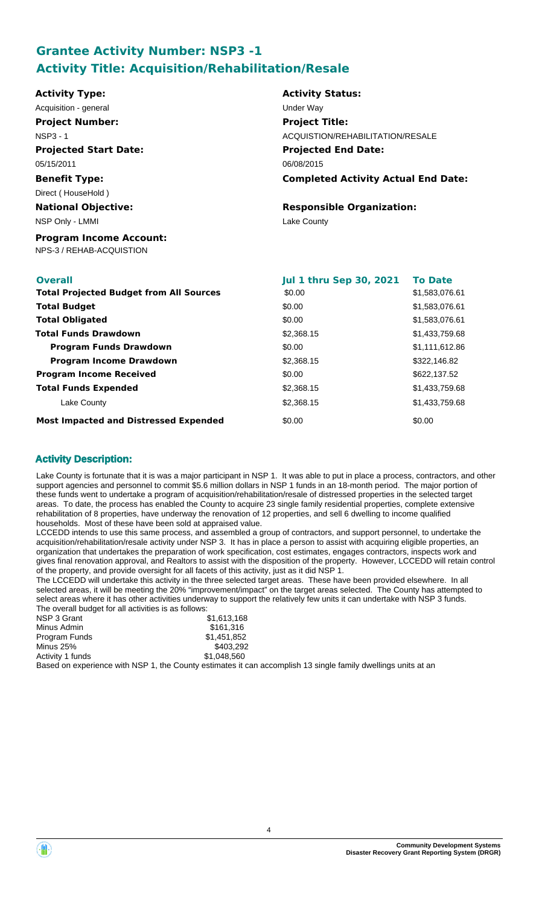## Grantee Activity Number: NSP3 -1
## Activity Title: Acquisition/Rehabilitation/Resale

**Activity Type:**
Acquisition - general

**Activity Status:**
Under Way

**Project Number:**
NSP3 - 1

**Project Title:**
ACQUISTION/REHABILITATION/RESALE

**Projected Start Date:**
05/15/2011

**Projected End Date:**
06/08/2015

**Benefit Type:**
Direct ( HouseHold )

**Completed Activity Actual End Date:**

**National Objective:**
NSP Only - LMMI

**Responsible Organization:**
Lake County

**Program Income Account:**
NPS-3 / REHAB-ACQUISTION

| **Overall** | **Jul 1 thru Sep 30, 2021** | **To Date** |
|---|---|---|
| **Total Projected Budget from All Sources** | $0.00 | $1,583,076.61 |
| **Total Budget** | $0.00 | $1,583,076.61 |
| **Total Obligated** | $0.00 | $1,583,076.61 |
| **Total Funds Drawdown** | $2,368.15 | $1,433,759.68 |
| **Program Funds Drawdown** | $0.00 | $1,111,612.86 |
| **Program Income Drawdown** | $2,368.15 | $322,146.82 |
| **Program Income Received** | $0.00 | $622,137.52 |
| **Total Funds Expended** | $2,368.15 | $1,433,759.68 |
| Lake County | $2,368.15 | $1,433,759.68 |
| **Most Impacted and Distressed Expended** | $0.00 | $0.00 |

### Activity Description:

Lake County is fortunate that it is was a major participant in NSP 1. It was able to put in place a process, contractors, and other support agencies and personnel to commit $5.6 million dollars in NSP 1 funds in an 18-month period. The major portion of these funds went to undertake a program of acquisition/rehabilitation/resale of distressed properties in the selected target areas. To date, the process has enabled the County to acquire 23 single family residential properties, complete extensive rehabilitation of 8 properties, have underway the renovation of 12 properties, and sell 6 dwelling to income qualified households. Most of these have been sold at appraised value.

LCCEDD intends to use this same process, and assembled a group of contractors, and support personnel, to undertake the acquisition/rehabilitation/resale activity under NSP 3. It has in place a person to assist with acquiring eligible properties, an organization that undertakes the preparation of work specification, cost estimates, engages contractors, inspects work and gives final renovation approval, and Realtors to assist with the disposition of the property. However, LCCEDD will retain control of the property, and provide oversight for all facets of this activity, just as it did NSP 1.

The LCCEDD will undertake this activity in the three selected target areas. These have been provided elsewhere. In all selected areas, it will be meeting the 20% "improvement/impact" on the target areas selected. The County has attempted to select areas where it has other activities underway to support the relatively few units it can undertake with NSP 3 funds.

The overall budget for all activities is as follows:

| | |
|---|---|
| NSP 3 Grant | $1,613,168 |
| Minus Admin | $161,316 |
| Program Funds | $1,451,852 |
| Minus 25% | $403,292 |
| Activity 1 funds | $1,048,560 |

Based on experience with NSP 1, the County estimates it can accomplish 13 single family dwellings units at an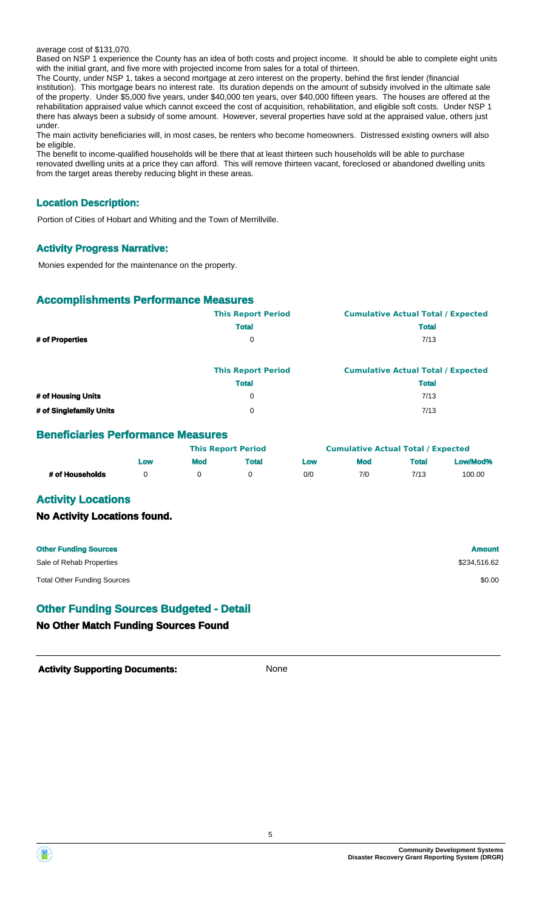average cost of $131,070.

Based on NSP 1 experience the County has an idea of both costs and project income. It should be able to complete eight units with the initial grant, and five more with projected income from sales for a total of thirteen.

The County, under NSP 1, takes a second mortgage at zero interest on the property, behind the first lender (financial institution). This mortgage bears no interest rate. Its duration depends on the amount of subsidy involved in the ultimate sale of the property. Under $5,000 five years, under $40,000 ten years, over $40,000 fifteen years. The houses are offered at the rehabilitation appraised value which cannot exceed the cost of acquisition, rehabilitation, and eligible soft costs. Under NSP 1 there has always been a subsidy of some amount. However, several properties have sold at the appraised value, others just under.

The main activity beneficiaries will, in most cases, be renters who become homeowners. Distressed existing owners will also be eligible.

The benefit to income-qualified households will be there that at least thirteen such households will be able to purchase renovated dwelling units at a price they can afford. This will remove thirteen vacant, foreclosed or abandoned dwelling units from the target areas thereby reducing blight in these areas.

### Location Description:

Portion of Cities of Hobart and Whiting and the Town of Merrillville.

### Activity Progress Narrative:

Monies expended for the maintenance on the property.

## Accomplishments Performance Measures

| | This Report Period | Cumulative Actual Total / Expected |
|---|---|---|
| | Total | Total |
| # of Properties | 0 | 7/13 |

| | This Report Period | Cumulative Actual Total / Expected |
|---|---|---|
| | Total | Total |
| # of Housing Units | 0 | 7/13 |
| # of Singlefamily Units | 0 | 7/13 |

## Beneficiaries Performance Measures

| | This Report Period | | | Cumulative Actual Total / Expected | | | |
|---|---|---|---|---|---|---|---|
| | Low | Mod | Total | Low | Mod | Total | Low/Mod% |
| # of Households | 0 | 0 | 0 | 0/0 | 7/0 | 7/13 | 100.00 |

## Activity Locations

### No Activity Locations found.

| Other Funding Sources | Amount |
|---|---|
| Sale of Rehab Properties | $234,516.62 |
| Total Other Funding Sources | $0.00 |

## Other Funding Sources Budgeted - Detail

### No Other Match Funding Sources Found

**Activity Supporting Documents:** None